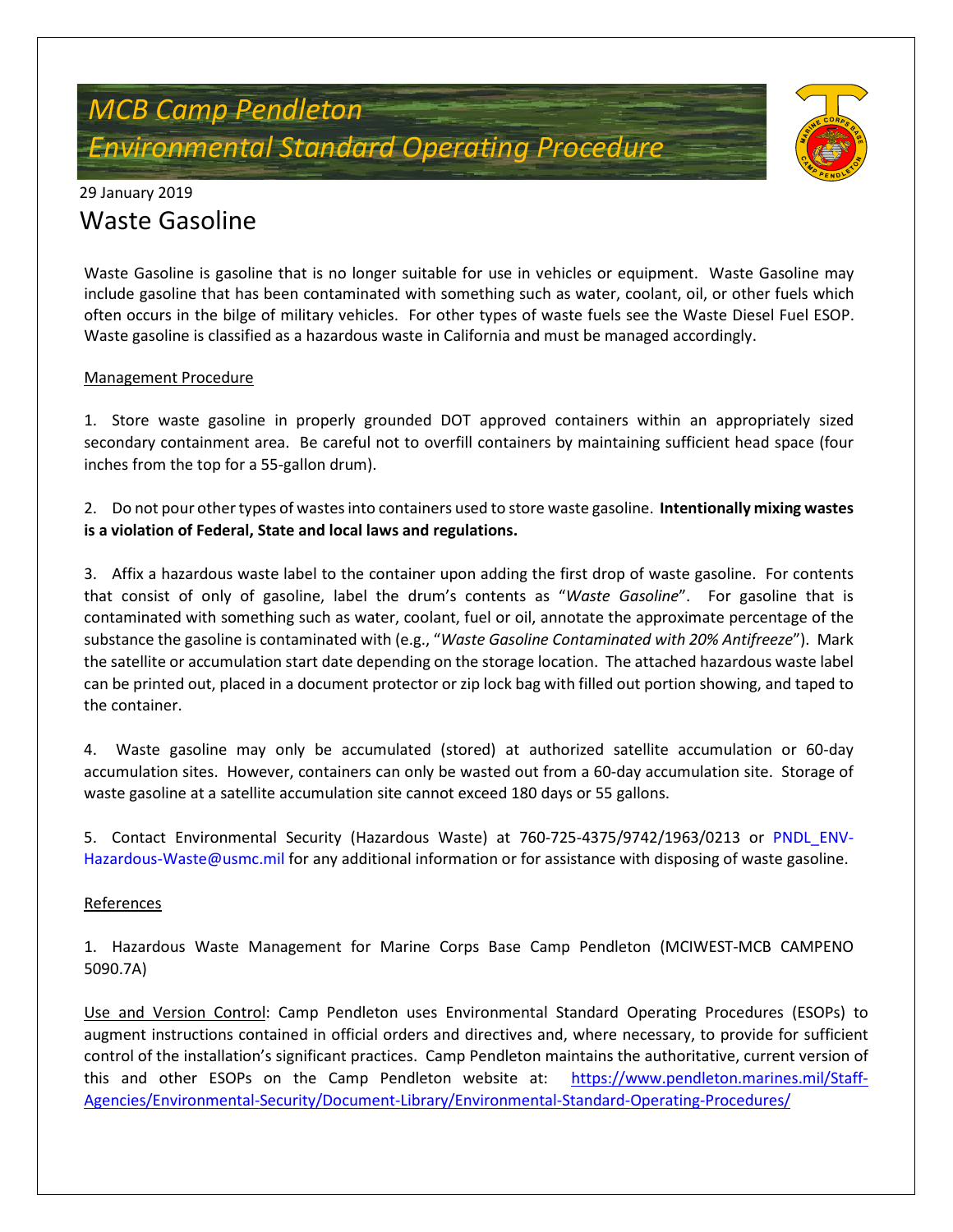# MCB Camp Pendleton
# Environmental Standard Operating Procedure

29 January 2019

## Waste Gasoline

Waste Gasoline is gasoline that is no longer suitable for use in vehicles or equipment. Waste Gasoline may include gasoline that has been contaminated with something such as water, coolant, oil, or other fuels which often occurs in the bilge of military vehicles. For other types of waste fuels see the Waste Diesel Fuel ESOP. Waste gasoline is classified as a hazardous waste in California and must be managed accordingly.

Management Procedure

1. Store waste gasoline in properly grounded DOT approved containers within an appropriately sized secondary containment area. Be careful not to overfill containers by maintaining sufficient head space (four inches from the top for a 55-gallon drum).

2. Do not pour other types of wastes into containers used to store waste gasoline. **Intentionally mixing wastes is a violation of Federal, State and local laws and regulations.**

3. Affix a hazardous waste label to the container upon adding the first drop of waste gasoline. For contents that consist of only of gasoline, label the drum's contents as "*Waste Gasoline*". For gasoline that is contaminated with something such as water, coolant, fuel or oil, annotate the approximate percentage of the substance the gasoline is contaminated with (e.g., "*Waste Gasoline Contaminated with 20% Antifreeze*"). Mark the satellite or accumulation start date depending on the storage location. The attached hazardous waste label can be printed out, placed in a document protector or zip lock bag with filled out portion showing, and taped to the container.

4. Waste gasoline may only be accumulated (stored) at authorized satellite accumulation or 60-day accumulation sites. However, containers can only be wasted out from a 60-day accumulation site. Storage of waste gasoline at a satellite accumulation site cannot exceed 180 days or 55 gallons.

5. Contact Environmental Security (Hazardous Waste) at 760-725-4375/9742/1963/0213 or PNDL_ENV-Hazardous-Waste@usmc.mil for any additional information or for assistance with disposing of waste gasoline.

References

1. Hazardous Waste Management for Marine Corps Base Camp Pendleton (MCIWEST-MCB CAMPENO 5090.7A)

Use and Version Control: Camp Pendleton uses Environmental Standard Operating Procedures (ESOPs) to augment instructions contained in official orders and directives and, where necessary, to provide for sufficient control of the installation's significant practices. Camp Pendleton maintains the authoritative, current version of this and other ESOPs on the Camp Pendleton website at: https://www.pendleton.marines.mil/Staff-Agencies/Environmental-Security/Document-Library/Environmental-Standard-Operating-Procedures/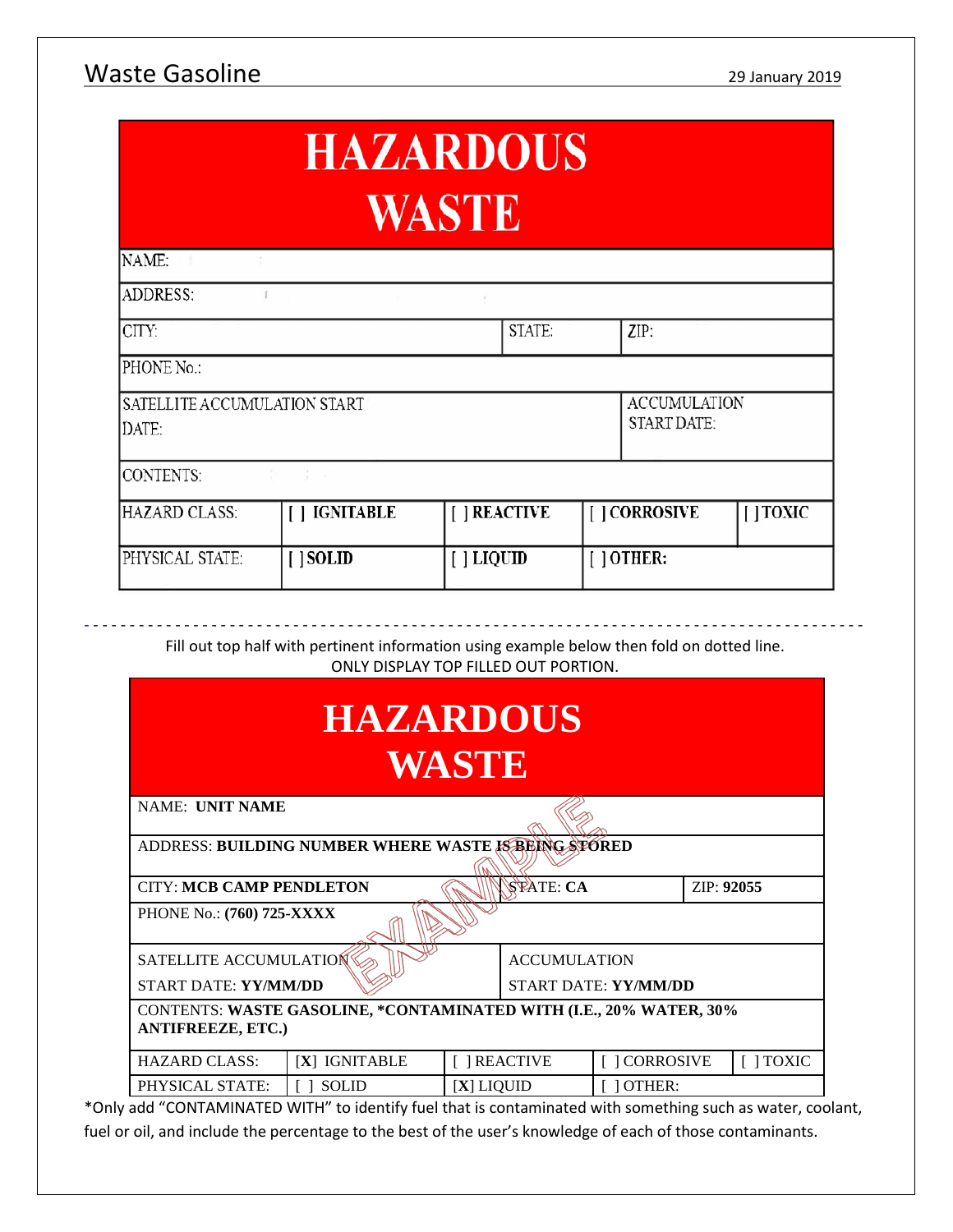## Waste Gasoline

29 January 2019

# HAZARDOUS WASTE

| | | | | |
|---|---|---|---|---|
| NAME: | | | | |
| ADDRESS: | | | | |
| CITY: | | STATE: | ZIP: | |
| PHONE No.: | | | | |
| SATELLITE ACCUMULATION START DATE: | | | ACCUMULATION START DATE: | |
| CONTENTS: | | | | |
| HAZARD CLASS: | [ ] IGNITABLE | [ ] REACTIVE | [ ] CORROSIVE | [ ] TOXIC |
| PHYSICAL STATE: | [ ] SOLID | [ ] LIQUID | [ ] OTHER: | |

Fill out top half with pertinent information using example below then fold on dotted line.
ONLY DISPLAY TOP FILLED OUT PORTION.

# HAZARDOUS WASTE

EXAMPLE

| | | | | |
|---|---|---|---|---|
| NAME: **UNIT NAME** | | | | |
| ADDRESS: **BUILDING NUMBER WHERE WASTE IS BEING STORED** | | | | |
| CITY: **MCB CAMP PENDLETON** | | STATE: **CA** | ZIP: **92055** | |
| PHONE No.: **(760) 725-XXXX** | | | | |
| SATELLITE ACCUMULATION START DATE: **YY/MM/DD** | | | ACCUMULATION START DATE: **YY/MM/DD** | |
| CONTENTS: **WASTE GASOLINE, *CONTAMINATED WITH (I.E., 20% WATER, 30% ANTIFREEZE, ETC.)** | | | | |
| HAZARD CLASS: | [**X**] IGNITABLE | [ ] REACTIVE | [ ] CORROSIVE | [ ] TOXIC |
| PHYSICAL STATE: | [ ] SOLID | [**X**] LIQUID | [ ] OTHER: | |

*Only add "CONTAMINATED WITH" to identify fuel that is contaminated with something such as water, coolant, fuel or oil, and include the percentage to the best of the user's knowledge of each of those contaminants.